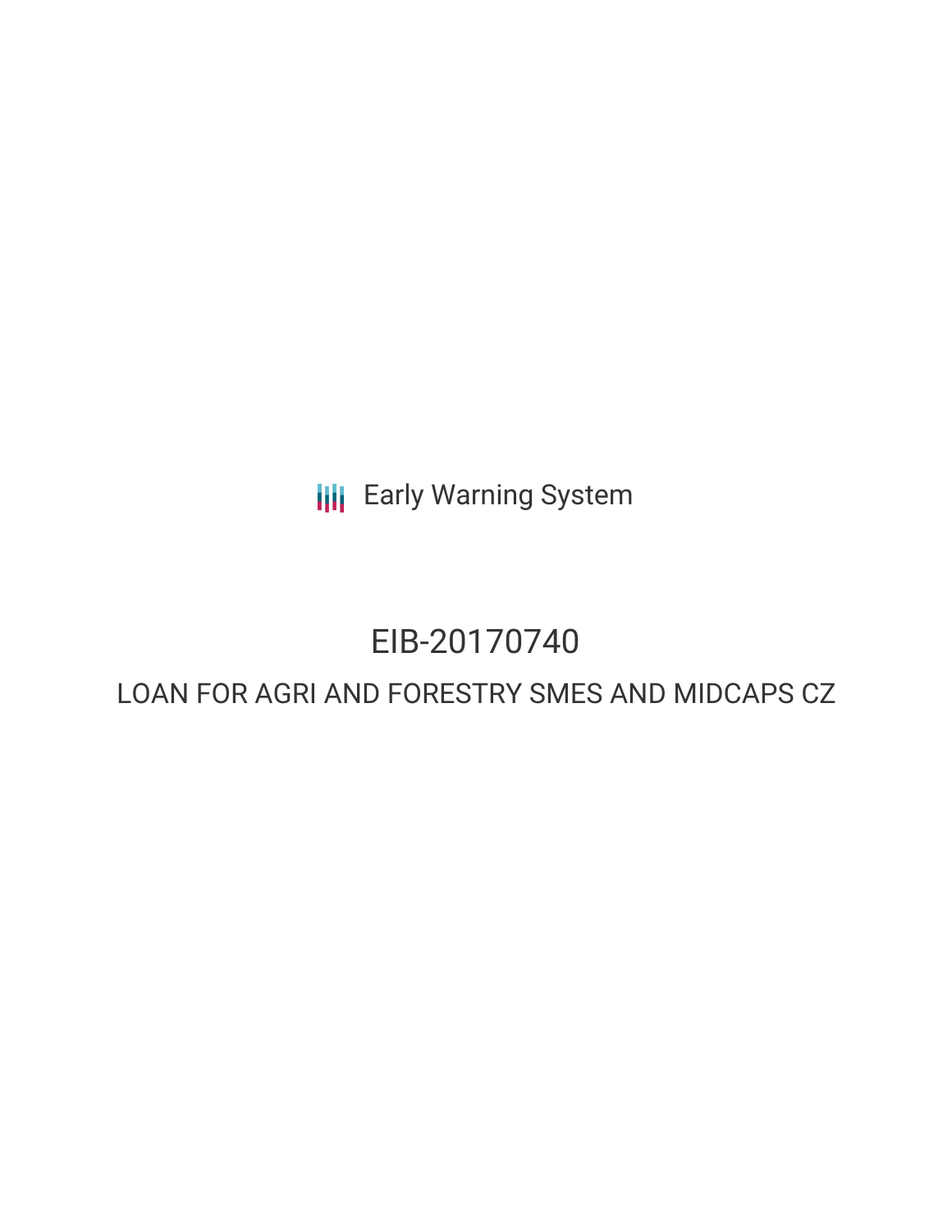Early Warning System

# EIB-20170740

## LOAN FOR AGRI AND FORESTRY SMES AND MIDCAPS CZ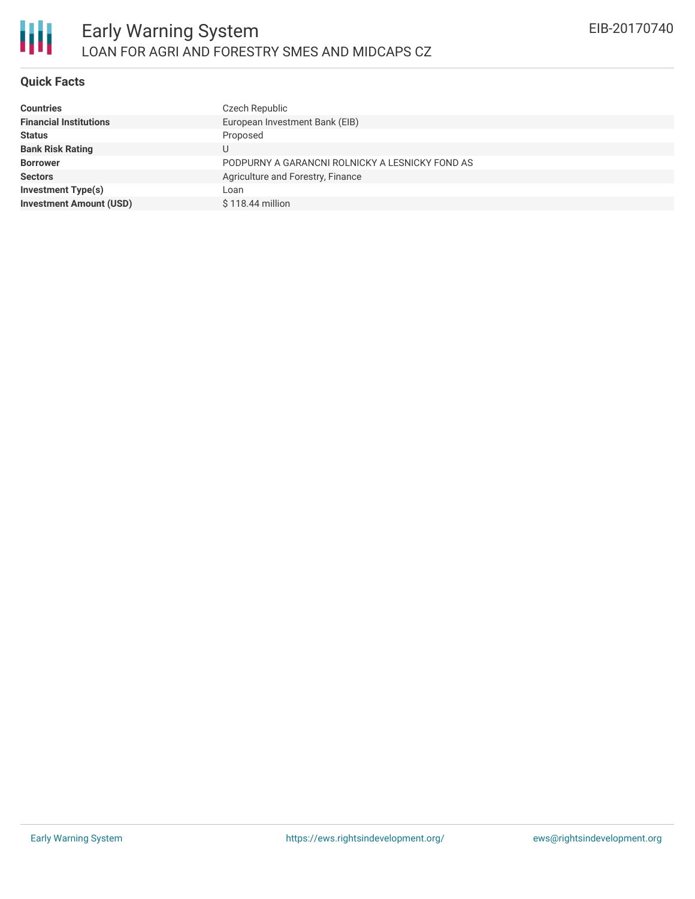## Quick Facts

| | |
|---|---|
| **Countries** | Czech Republic |
| **Financial Institutions** | European Investment Bank (EIB) |
| **Status** | Proposed |
| **Bank Risk Rating** | U |
| **Borrower** | PODPURNY A GARANCNI ROLNICKY A LESNICKY FOND AS |
| **Sectors** | Agriculture and Forestry, Finance |
| **Investment Type(s)** | Loan |
| **Investment Amount (USD)** | $ 118.44 million |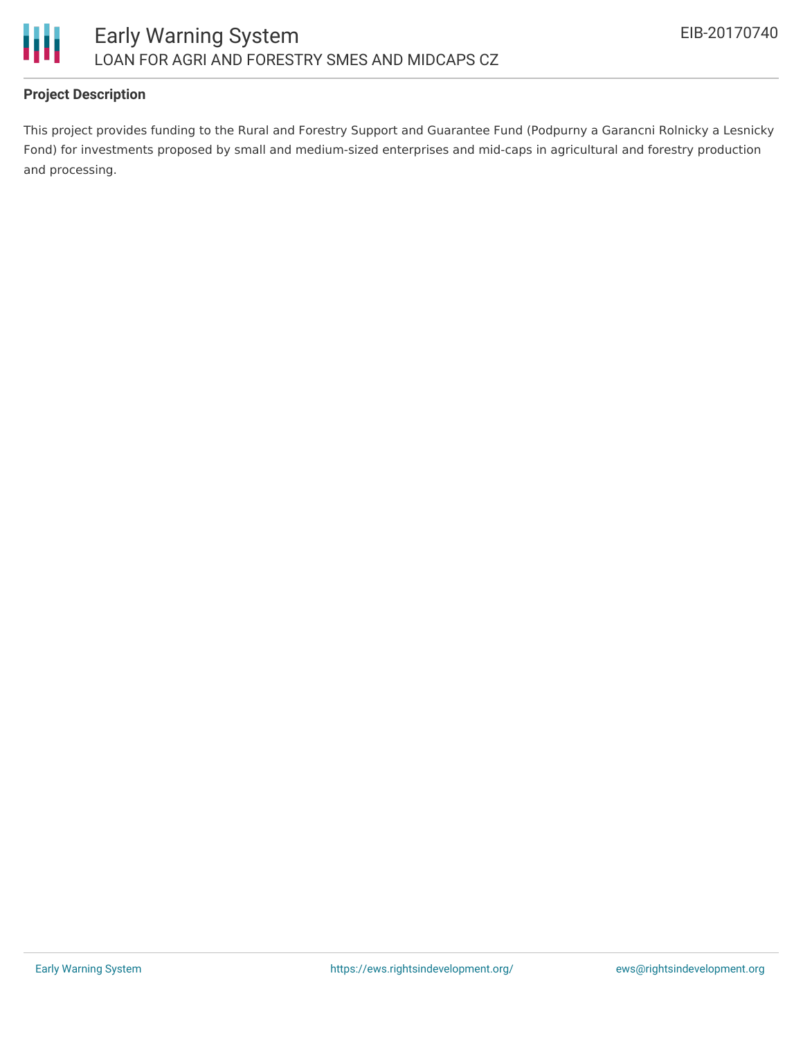## Project Description

This project provides funding to the Rural and Forestry Support and Guarantee Fund (Podpurny a Garancni Rolnicky a Lesnicky Fond) for investments proposed by small and medium-sized enterprises and mid-caps in agricultural and forestry production and processing.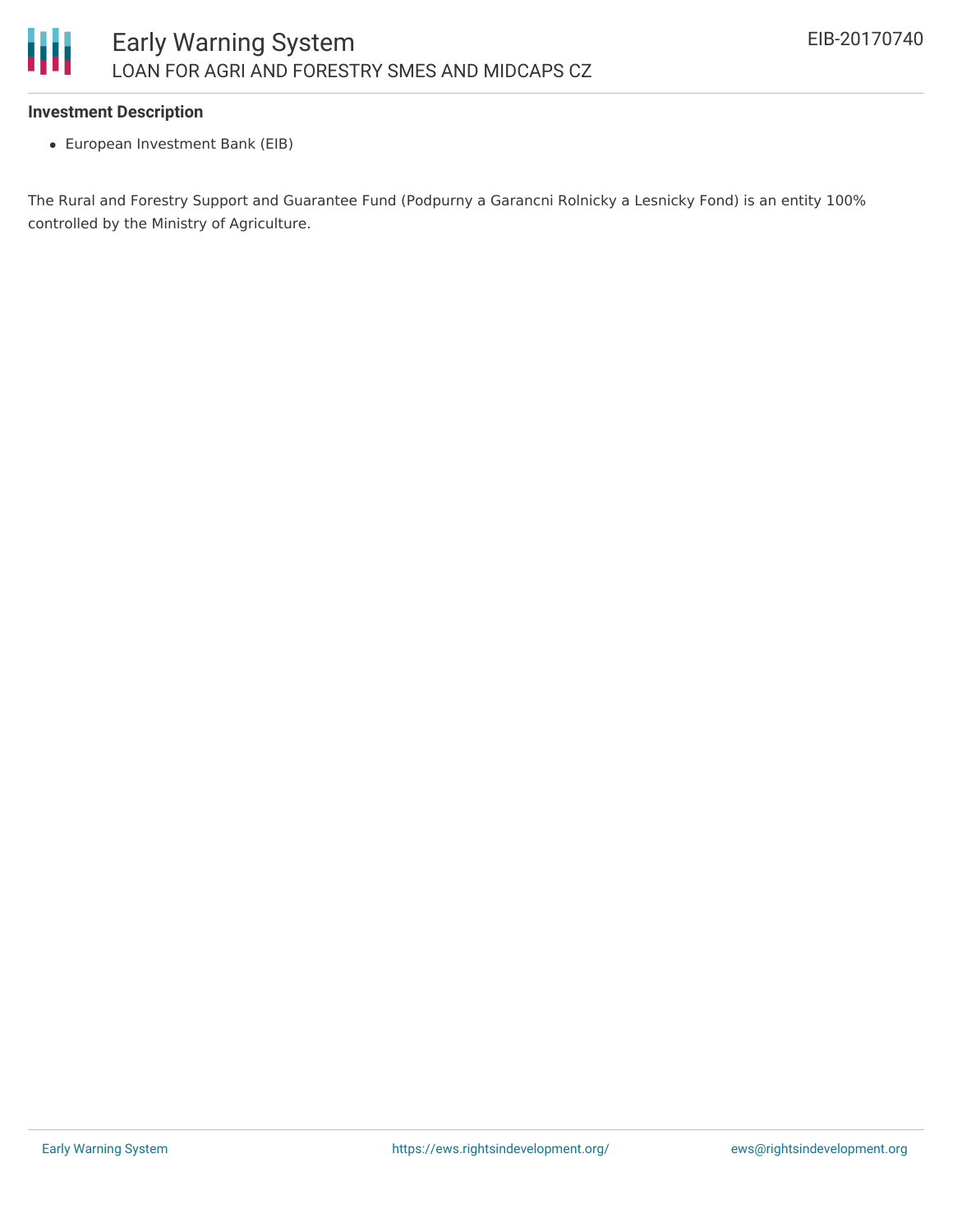### Investment Description

- European Investment Bank (EIB)

The Rural and Forestry Support and Guarantee Fund (Podpurny a Garancni Rolnicky a Lesnicky Fond) is an entity 100% controlled by the Ministry of Agriculture.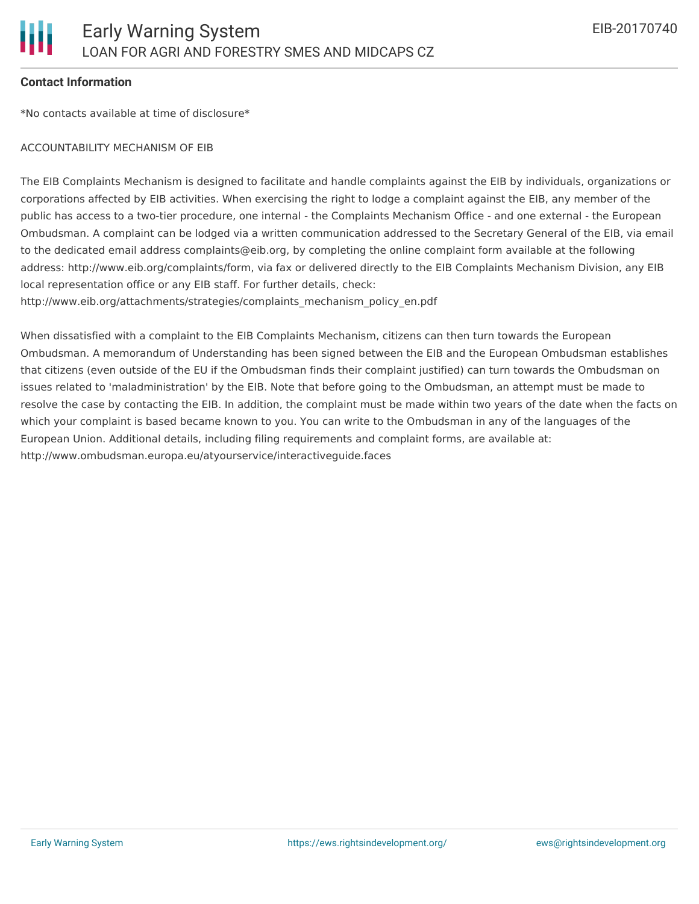**Contact Information**

*No contacts available at time of disclosure*

ACCOUNTABILITY MECHANISM OF EIB

The EIB Complaints Mechanism is designed to facilitate and handle complaints against the EIB by individuals, organizations or corporations affected by EIB activities. When exercising the right to lodge a complaint against the EIB, any member of the public has access to a two-tier procedure, one internal - the Complaints Mechanism Office - and one external - the European Ombudsman. A complaint can be lodged via a written communication addressed to the Secretary General of the EIB, via email to the dedicated email address complaints@eib.org, by completing the online complaint form available at the following address: http://www.eib.org/complaints/form, via fax or delivered directly to the EIB Complaints Mechanism Division, any EIB local representation office or any EIB staff. For further details, check: http://www.eib.org/attachments/strategies/complaints_mechanism_policy_en.pdf

When dissatisfied with a complaint to the EIB Complaints Mechanism, citizens can then turn towards the European Ombudsman. A memorandum of Understanding has been signed between the EIB and the European Ombudsman establishes that citizens (even outside of the EU if the Ombudsman finds their complaint justified) can turn towards the Ombudsman on issues related to 'maladministration' by the EIB. Note that before going to the Ombudsman, an attempt must be made to resolve the case by contacting the EIB. In addition, the complaint must be made within two years of the date when the facts on which your complaint is based became known to you. You can write to the Ombudsman in any of the languages of the European Union. Additional details, including filing requirements and complaint forms, are available at: http://www.ombudsman.europa.eu/atyourservice/interactiveguide.faces